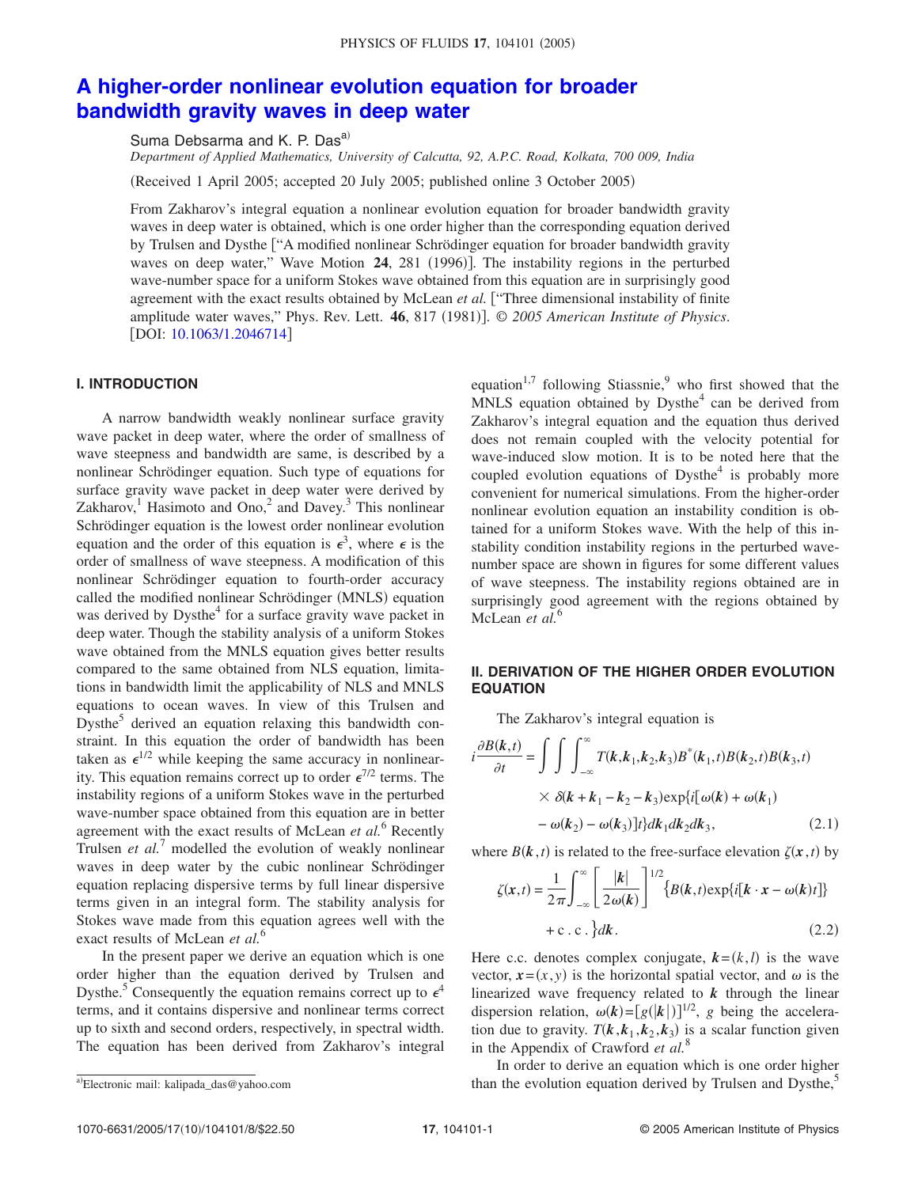# A higher-order nonlinear evolution equation for broader bandwidth gravity waves in deep water

Suma Debsarma and K. P. Das[a]

*Department of Applied Mathematics, University of Calcutta, 92, A.P.C. Road, Kolkata, 700 009, India*

(Received 1 April 2005; accepted 20 July 2005; published online 3 October 2005)

From Zakharov's integral equation a nonlinear evolution equation for broader bandwidth gravity waves in deep water is obtained, which is one order higher than the corresponding equation derived by Trulsen and Dysthe ["A modified nonlinear Schrödinger equation for broader bandwidth gravity waves on deep water," Wave Motion **24**, 281 (1996)]. The instability regions in the perturbed wave-number space for a uniform Stokes wave obtained from this equation are in surprisingly good agreement with the exact results obtained by McLean *et al.* ["Three dimensional instability of finite amplitude water waves," Phys. Rev. Lett. **46**, 817 (1981)]. © *2005 American Institute of Physics*. [DOI: 10.1063/1.2046714]

## I. INTRODUCTION

A narrow bandwidth weakly nonlinear surface gravity wave packet in deep water, where the order of smallness of wave steepness and bandwidth are same, is described by a nonlinear Schrödinger equation. Such type of equations for surface gravity wave packet in deep water were derived by Zakharov,[1] Hasimoto and Ono,[2] and Davey.[3] This nonlinear Schrödinger equation is the lowest order nonlinear evolution equation and the order of this equation is $\epsilon^3$, where $\epsilon$ is the order of smallness of wave steepness. A modification of this nonlinear Schrödinger equation to fourth-order accuracy called the modified nonlinear Schrödinger (MNLS) equation was derived by Dysthe[4] for a surface gravity wave packet in deep water. Though the stability analysis of a uniform Stokes wave obtained from the MNLS equation gives better results compared to the same obtained from NLS equation, limitations in bandwidth limit the applicability of NLS and MNLS equations to ocean waves. In view of this Trulsen and Dysthe[5] derived an equation relaxing this bandwidth constraint. In this equation the order of bandwidth has been taken as $\epsilon^{1/2}$ while keeping the same accuracy in nonlinearity. This equation remains correct up to order $\epsilon^{7/2}$ terms. The instability regions of a uniform Stokes wave in the perturbed wave-number space obtained from this equation are in better agreement with the exact results of McLean *et al.*[6] Recently Trulsen *et al.*[7] modelled the evolution of weakly nonlinear waves in deep water by the cubic nonlinear Schrödinger equation replacing dispersive terms by full linear dispersive terms given in an integral form. The stability analysis for Stokes wave made from this equation agrees well with the exact results of McLean *et al.*[6]

In the present paper we derive an equation which is one order higher than the equation derived by Trulsen and Dysthe.[5] Consequently the equation remains correct up to $\epsilon^4$ terms, and it contains dispersive and nonlinear terms correct up to sixth and second orders, respectively, in spectral width. The equation has been derived from Zakharov's integral equation[1,7] following Stiassnie,[9] who first showed that the MNLS equation obtained by Dysthe[4] can be derived from Zakharov's integral equation and the equation thus derived does not remain coupled with the velocity potential for wave-induced slow motion. It is to be noted here that the coupled evolution equations of Dysthe[4] is probably more convenient for numerical simulations. From the higher-order nonlinear evolution equation an instability condition is obtained for a uniform Stokes wave. With the help of this instability condition instability regions in the perturbed wave-number space are shown in figures for some different values of wave steepness. The instability regions obtained are in surprisingly good agreement with the regions obtained by McLean *et al.*[6]

## II. DERIVATION OF THE HIGHER ORDER EVOLUTION EQUATION

The Zakharov's integral equation is

$$i\frac{\partial B(\boldsymbol{k},t)}{\partial t} = \int\int\int_{-\infty}^{\infty} T(\boldsymbol{k},\boldsymbol{k}_1,\boldsymbol{k}_2,\boldsymbol{k}_3)B^*(\boldsymbol{k}_1,t)B(\boldsymbol{k}_2,t)B(\boldsymbol{k}_3,t) \times \delta(\boldsymbol{k}+\boldsymbol{k}_1-\boldsymbol{k}_2-\boldsymbol{k}_3)\exp\{i[\omega(\boldsymbol{k})+\omega(\boldsymbol{k}_1) - \omega(\boldsymbol{k}_2)-\omega(\boldsymbol{k}_3)]t\}d\boldsymbol{k}_1 d\boldsymbol{k}_2 d\boldsymbol{k}_3, \tag{2.1}$$

where $B(\boldsymbol{k},t)$ is related to the free-surface elevation $\zeta(\boldsymbol{x},t)$ by

$$\zeta(\boldsymbol{x},t) = \frac{1}{2\pi}\int_{-\infty}^{\infty}\left[\frac{|\boldsymbol{k}|}{2\omega(\boldsymbol{k})}\right]^{1/2}\{B(\boldsymbol{k},t)\exp\{i[\boldsymbol{k}\cdot\boldsymbol{x}-\omega(\boldsymbol{k})t]\} + \text{c.c.}\}d\boldsymbol{k}. \tag{2.2}$$

Here c.c. denotes complex conjugate, $\boldsymbol{k}=(k,l)$ is the wave vector, $\boldsymbol{x}=(x,y)$ is the horizontal spatial vector, and $\omega$ is the linearized wave frequency related to $\boldsymbol{k}$ through the linear dispersion relation, $\omega(\boldsymbol{k})=[g(|\boldsymbol{k}|)]^{1/2}$, $g$ being the acceleration due to gravity. $T(\boldsymbol{k},\boldsymbol{k}_1,\boldsymbol{k}_2,\boldsymbol{k}_3)$ is a scalar function given in the Appendix of Crawford *et al.*[8]

In order to derive an equation which is one order higher than the evolution equation derived by Trulsen and Dysthe,[5]

[a]Electronic mail: kalipada_das@yahoo.com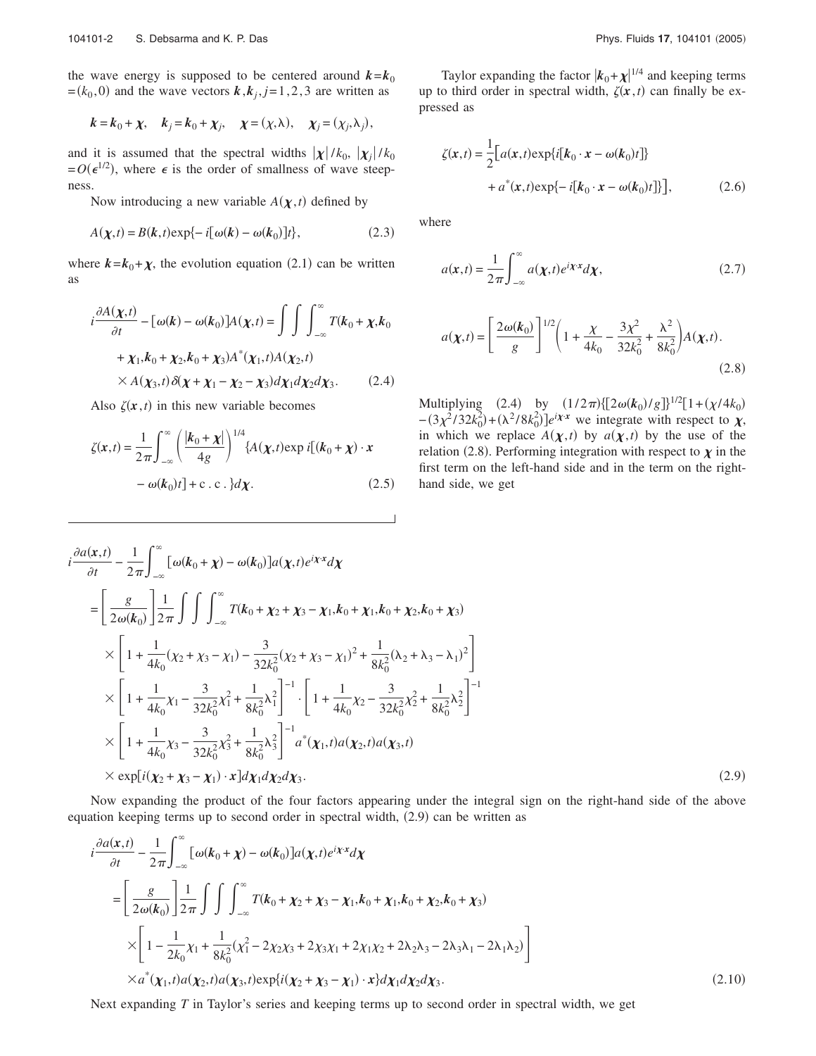the wave energy is supposed to be centered around $\boldsymbol{k}=\boldsymbol{k}_0=(k_0,0)$ and the wave vectors $\boldsymbol{k},\boldsymbol{k}_j, j=1,2,3$ are written as

$$\boldsymbol{k}=\boldsymbol{k}_0+\boldsymbol{\chi},\quad \boldsymbol{k}_j=\boldsymbol{k}_0+\boldsymbol{\chi}_j,\quad \boldsymbol{\chi}=(\chi,\lambda),\quad \boldsymbol{\chi}_j=(\chi_j,\lambda_j),$$

and it is assumed that the spectral widths $|\boldsymbol{\chi}|/k_0$, $|\boldsymbol{\chi}_j|/k_0=O(\epsilon^{1/2})$, where $\epsilon$ is the order of smallness of wave steepness.

Now introducing a new variable $A(\boldsymbol{\chi},t)$ defined by

$$A(\boldsymbol{\chi},t)=B(\boldsymbol{k},t)\exp\{-i[\omega(\boldsymbol{k})-\omega(\boldsymbol{k}_0)]t\},\tag{2.3}$$

where $\boldsymbol{k}=\boldsymbol{k}_0+\boldsymbol{\chi}$, the evolution equation (2.1) can be written as

$$i\frac{\partial A(\boldsymbol{\chi},t)}{\partial t}-[\omega(\boldsymbol{k})-\omega(\boldsymbol{k}_0)]A(\boldsymbol{\chi},t)=\int\int\int_{-\infty}^{\infty}T(\boldsymbol{k}_0+\boldsymbol{\chi},\boldsymbol{k}_0+\boldsymbol{\chi}_1,\boldsymbol{k}_0+\boldsymbol{\chi}_2,\boldsymbol{k}_0+\boldsymbol{\chi}_3)A^*(\boldsymbol{\chi}_1,t)A(\boldsymbol{\chi}_2,t)\times A(\boldsymbol{\chi}_3,t)\delta(\boldsymbol{\chi}+\boldsymbol{\chi}_1-\boldsymbol{\chi}_2-\boldsymbol{\chi}_3)d\boldsymbol{\chi}_1d\boldsymbol{\chi}_2d\boldsymbol{\chi}_3.\tag{2.4}$$

Also $\zeta(\boldsymbol{x},t)$ in this new variable becomes

$$\zeta(\boldsymbol{x},t)=\frac{1}{2\pi}\int_{-\infty}^{\infty}\left(\frac{|\boldsymbol{k}_0+\boldsymbol{\chi}|}{4g}\right)^{1/4}\{A(\boldsymbol{\chi},t)\exp i[(\boldsymbol{k}_0+\boldsymbol{\chi})\cdot\boldsymbol{x}-\omega(\boldsymbol{k}_0)t]+\text{c.c.}\}d\boldsymbol{\chi}.\tag{2.5}$$

Taylor expanding the factor $|\boldsymbol{k}_0+\boldsymbol{\chi}|^{1/4}$ and keeping terms up to third order in spectral width, $\zeta(\boldsymbol{x},t)$ can finally be expressed as

$$\zeta(\boldsymbol{x},t)=\frac{1}{2}\big[a(\boldsymbol{x},t)\exp\{i[\boldsymbol{k}_0\cdot\boldsymbol{x}-\omega(\boldsymbol{k}_0)t]\}+a^*(\boldsymbol{x},t)\exp\{-i[\boldsymbol{k}_0\cdot\boldsymbol{x}-\omega(\boldsymbol{k}_0)t]\}\big],\tag{2.6}$$

where

$$a(\boldsymbol{x},t)=\frac{1}{2\pi}\int_{-\infty}^{\infty}a(\boldsymbol{\chi},t)e^{i\boldsymbol{\chi}\cdot\boldsymbol{x}}d\boldsymbol{\chi},\tag{2.7}$$

$$a(\boldsymbol{\chi},t)=\left[\frac{2\omega(\boldsymbol{k}_0)}{g}\right]^{1/2}\left(1+\frac{\chi}{4k_0}-\frac{3\chi^2}{32k_0^2}+\frac{\lambda^2}{8k_0^2}\right)A(\boldsymbol{\chi},t).\tag{2.8}$$

Multiplying (2.4) by $(1/2\pi)\{[2\omega(\boldsymbol{k}_0)/g]\}^{1/2}[1+(\chi/4k_0)-(3\chi^2/32k_0^2)+(\lambda^2/8k_0^2)]e^{i\boldsymbol{\chi}\cdot\boldsymbol{x}}$ we integrate with respect to $\boldsymbol{\chi}$, in which we replace $A(\boldsymbol{\chi},t)$ by $a(\boldsymbol{\chi},t)$ by the use of the relation (2.8). Performing integration with respect to $\boldsymbol{\chi}$ in the first term on the left-hand side and in the term on the right-hand side, we get

$$\begin{aligned}
&i\frac{\partial a(\boldsymbol{x},t)}{\partial t}-\frac{1}{2\pi}\int_{-\infty}^{\infty}[\omega(\boldsymbol{k}_0+\boldsymbol{\chi})-\omega(\boldsymbol{k}_0)]a(\boldsymbol{\chi},t)e^{i\boldsymbol{\chi}\cdot\boldsymbol{x}}d\boldsymbol{\chi}\\
&=\left[\frac{g}{2\omega(\boldsymbol{k}_0)}\right]\frac{1}{2\pi}\int\int\int_{-\infty}^{\infty}T(\boldsymbol{k}_0+\boldsymbol{\chi}_2+\boldsymbol{\chi}_3-\boldsymbol{\chi}_1,\boldsymbol{k}_0+\boldsymbol{\chi}_1,\boldsymbol{k}_0+\boldsymbol{\chi}_2,\boldsymbol{k}_0+\boldsymbol{\chi}_3)\\
&\quad\times\left[1+\frac{1}{4k_0}(\chi_2+\chi_3-\chi_1)-\frac{3}{32k_0^2}(\chi_2+\chi_3-\chi_1)^2+\frac{1}{8k_0^2}(\lambda_2+\lambda_3-\lambda_1)^2\right]\\
&\quad\times\left[1+\frac{1}{4k_0}\chi_1-\frac{3}{32k_0^2}\chi_1^2+\frac{1}{8k_0^2}\lambda_1^2\right]^{-1}\cdot\left[1+\frac{1}{4k_0}\chi_2-\frac{3}{32k_0^2}\chi_2^2+\frac{1}{8k_0^2}\lambda_2^2\right]^{-1}\\
&\quad\times\left[1+\frac{1}{4k_0}\chi_3-\frac{3}{32k_0^2}\chi_3^2+\frac{1}{8k_0^2}\lambda_3^2\right]^{-1}a^*(\boldsymbol{\chi}_1,t)a(\boldsymbol{\chi}_2,t)a(\boldsymbol{\chi}_3,t)\\
&\quad\times\exp[i(\boldsymbol{\chi}_2+\boldsymbol{\chi}_3-\boldsymbol{\chi}_1)\cdot\boldsymbol{x}]d\boldsymbol{\chi}_1d\boldsymbol{\chi}_2d\boldsymbol{\chi}_3.
\end{aligned}\tag{2.9}$$

Now expanding the product of the four factors appearing under the integral sign on the right-hand side of the above equation keeping terms up to second order in spectral width, (2.9) can be written as

$$\begin{aligned}
&i\frac{\partial a(\boldsymbol{x},t)}{\partial t}-\frac{1}{2\pi}\int_{-\infty}^{\infty}[\omega(\boldsymbol{k}_0+\boldsymbol{\chi})-\omega(\boldsymbol{k}_0)]a(\boldsymbol{\chi},t)e^{i\boldsymbol{\chi}\cdot\boldsymbol{x}}d\boldsymbol{\chi}\\
&=\left[\frac{g}{2\omega(\boldsymbol{k}_0)}\right]\frac{1}{2\pi}\int\int\int_{-\infty}^{\infty}T(\boldsymbol{k}_0+\boldsymbol{\chi}_2+\boldsymbol{\chi}_3-\boldsymbol{\chi}_1,\boldsymbol{k}_0+\boldsymbol{\chi}_1,\boldsymbol{k}_0+\boldsymbol{\chi}_2,\boldsymbol{k}_0+\boldsymbol{\chi}_3)\\
&\quad\times\left[1-\frac{1}{2k_0}\chi_1+\frac{1}{8k_0^2}(\chi_1^2-2\chi_2\chi_3+2\chi_3\chi_1+2\chi_1\chi_2+2\lambda_2\lambda_3-2\lambda_3\lambda_1-2\lambda_1\lambda_2)\right]\\
&\quad\times a^*(\boldsymbol{\chi}_1,t)a(\boldsymbol{\chi}_2,t)a(\boldsymbol{\chi}_3,t)\exp\{i(\boldsymbol{\chi}_2+\boldsymbol{\chi}_3-\boldsymbol{\chi}_1)\cdot\boldsymbol{x}\}d\boldsymbol{\chi}_1d\boldsymbol{\chi}_2d\boldsymbol{\chi}_3.
\end{aligned}\tag{2.10}$$

Next expanding $T$ in Taylor's series and keeping terms up to second order in spectral width, we get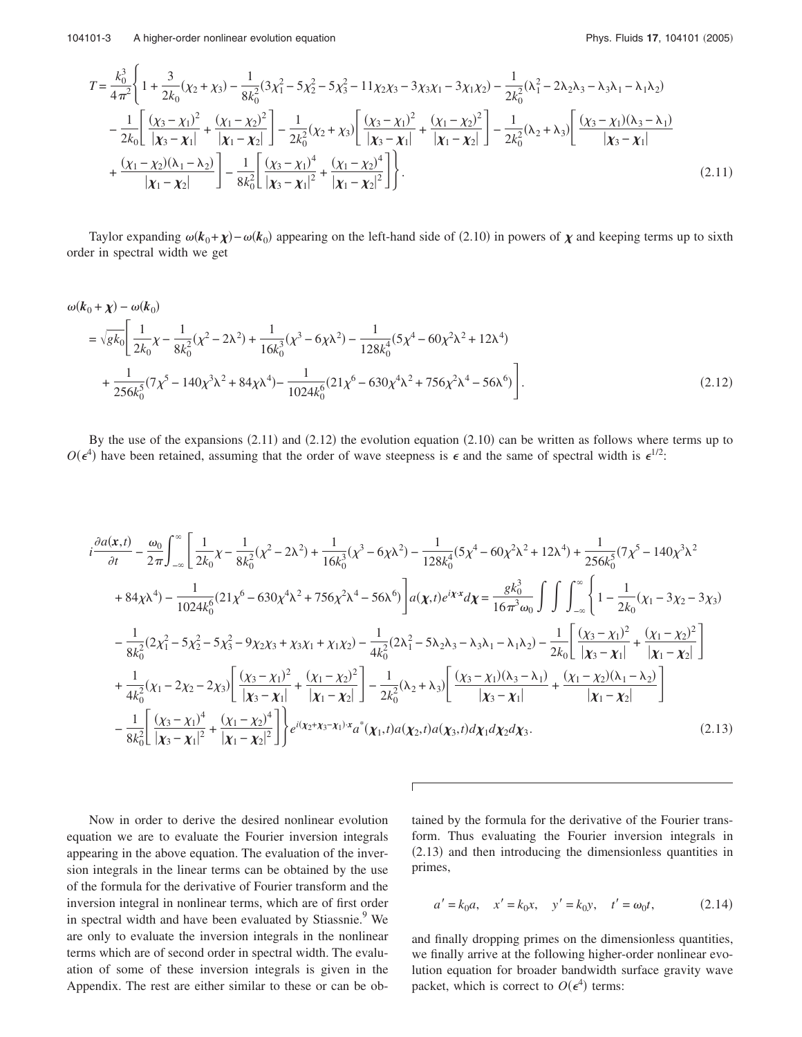$$
\begin{aligned}
T = \frac{k_0^3}{4\pi^2}\Bigg\{ & 1 + \frac{3}{2k_0}(\chi_2+\chi_3) - \frac{1}{8k_0^2}(3\chi_1^2 - 5\chi_2^2 - 5\chi_3^2 - 11\chi_2\chi_3 - 3\chi_3\chi_1 - 3\chi_1\chi_2) - \frac{1}{2k_0^2}(\lambda_1^2 - 2\lambda_2\lambda_3 - \lambda_3\lambda_1 - \lambda_1\lambda_2) \\
& - \frac{1}{2k_0}\left[\frac{(\chi_3-\chi_1)^2}{|\boldsymbol{\chi}_3-\boldsymbol{\chi}_1|} + \frac{(\chi_1-\chi_2)^2}{|\boldsymbol{\chi}_1-\boldsymbol{\chi}_2|}\right] - \frac{1}{2k_0^2}(\chi_2+\chi_3)\left[\frac{(\chi_3-\chi_1)^2}{|\boldsymbol{\chi}_3-\boldsymbol{\chi}_1|} + \frac{(\chi_1-\chi_2)^2}{|\boldsymbol{\chi}_1-\boldsymbol{\chi}_2|}\right] - \frac{1}{2k_0^2}(\lambda_2+\lambda_3)\left[\frac{(\chi_3-\chi_1)(\lambda_3-\lambda_1)}{|\boldsymbol{\chi}_3-\boldsymbol{\chi}_1|}\right. \\
& \left. + \frac{(\chi_1-\chi_2)(\lambda_1-\lambda_2)}{|\boldsymbol{\chi}_1-\boldsymbol{\chi}_2|}\right] - \frac{1}{8k_0^2}\left[\frac{(\chi_3-\chi_1)^4}{|\boldsymbol{\chi}_3-\boldsymbol{\chi}_1|^2} + \frac{(\chi_1-\chi_2)^4}{|\boldsymbol{\chi}_1-\boldsymbol{\chi}_2|^2}\right]\Bigg\}. \qquad (2.11)
\end{aligned}
$$

Taylor expanding $\omega(\boldsymbol{k}_0+\boldsymbol{\chi})-\omega(\boldsymbol{k}_0)$ appearing on the left-hand side of (2.10) in powers of $\boldsymbol{\chi}$ and keeping terms up to sixth order in spectral width we get

$$
\begin{aligned}
& \omega(\boldsymbol{k}_0+\boldsymbol{\chi}) - \omega(\boldsymbol{k}_0) \\
& = \sqrt{gk_0}\left[\frac{1}{2k_0}\chi - \frac{1}{8k_0^2}(\chi^2 - 2\lambda^2) + \frac{1}{16k_0^3}(\chi^3 - 6\chi\lambda^2) - \frac{1}{128k_0^4}(5\chi^4 - 60\chi^2\lambda^2 + 12\lambda^4)\right. \\
& \left. \quad + \frac{1}{256k_0^5}(7\chi^5 - 140\chi^3\lambda^2 + 84\chi\lambda^4) - \frac{1}{1024k_0^6}(21\chi^6 - 630\chi^4\lambda^2 + 756\chi^2\lambda^4 - 56\lambda^6)\right]. \qquad (2.12)
\end{aligned}
$$

By the use of the expansions (2.11) and (2.12) the evolution equation (2.10) can be written as follows where terms up to $O(\epsilon^4)$ have been retained, assuming that the order of wave steepness is $\epsilon$ and the same of spectral width is $\epsilon^{1/2}$:

$$
\begin{aligned}
& i\frac{\partial a(\boldsymbol{x},t)}{\partial t} - \frac{\omega_0}{2\pi}\int_{-\infty}^{\infty}\left[\frac{1}{2k_0}\chi - \frac{1}{8k_0^2}(\chi^2-2\lambda^2) + \frac{1}{16k_0^3}(\chi^3 - 6\chi\lambda^2) - \frac{1}{128k_0^4}(5\chi^4 - 60\chi^2\lambda^2 + 12\lambda^4) + \frac{1}{256k_0^5}(7\chi^5 - 140\chi^3\lambda^2\right. \\
& \left. + 84\chi\lambda^4) - \frac{1}{1024k_0^6}(21\chi^6 - 630\chi^4\lambda^2 + 756\chi^2\lambda^4 - 56\lambda^6)\right]a(\boldsymbol{\chi},t)e^{i\boldsymbol{\chi}\cdot\boldsymbol{x}}d\boldsymbol{\chi} = \frac{gk_0^3}{16\pi^3\omega_0}\int\int\int_{-\infty}^{\infty}\left\{1 - \frac{1}{2k_0}(\chi_1 - 3\chi_2 - 3\chi_3)\right. \\
& - \frac{1}{8k_0^2}(2\chi_1^2 - 5\chi_2^2 - 5\chi_3^2 - 9\chi_2\chi_3 + \chi_3\chi_1 + \chi_1\chi_2) - \frac{1}{4k_0^2}(2\lambda_1^2 - 5\lambda_2\lambda_3 - \lambda_3\lambda_1 - \lambda_1\lambda_2) - \frac{1}{2k_0}\left[\frac{(\chi_3-\chi_1)^2}{|\boldsymbol{\chi}_3-\boldsymbol{\chi}_1|} + \frac{(\chi_1-\chi_2)^2}{|\boldsymbol{\chi}_1-\boldsymbol{\chi}_2|}\right] \\
& + \frac{1}{4k_0^2}(\chi_1 - 2\chi_2 - 2\chi_3)\left[\frac{(\chi_3-\chi_1)^2}{|\boldsymbol{\chi}_3-\boldsymbol{\chi}_1|} + \frac{(\chi_1-\chi_2)^2}{|\boldsymbol{\chi}_1-\boldsymbol{\chi}_2|}\right] - \frac{1}{2k_0^2}(\lambda_2+\lambda_3)\left[\frac{(\chi_3-\chi_1)(\lambda_3-\lambda_1)}{|\boldsymbol{\chi}_3-\boldsymbol{\chi}_1|} + \frac{(\chi_1-\chi_2)(\lambda_1-\lambda_2)}{|\boldsymbol{\chi}_1-\boldsymbol{\chi}_2|}\right] \\
& \left. - \frac{1}{8k_0^2}\left[\frac{(\chi_3-\chi_1)^4}{|\boldsymbol{\chi}_3-\boldsymbol{\chi}_1|^2} + \frac{(\chi_1-\chi_2)^4}{|\boldsymbol{\chi}_1-\boldsymbol{\chi}_2|^2}\right]\right\}e^{i(\boldsymbol{\chi}_2+\boldsymbol{\chi}_3-\boldsymbol{\chi}_1)\cdot\boldsymbol{x}}a^*(\boldsymbol{\chi}_1,t)a(\boldsymbol{\chi}_2,t)a(\boldsymbol{\chi}_3,t)d\boldsymbol{\chi}_1 d\boldsymbol{\chi}_2 d\boldsymbol{\chi}_3. \qquad (2.13)
\end{aligned}
$$

Now in order to derive the desired nonlinear evolution equation we are to evaluate the Fourier inversion integrals appearing in the above equation. The evaluation of the inversion integrals in the linear terms can be obtained by the use of the formula for the derivative of Fourier transform and the inversion integral in nonlinear terms, which are of first order in spectral width and have been evaluated by Stiassnie.[9] We are only to evaluate the inversion integrals in the nonlinear terms which are of second order in spectral width. The evaluation of some of these inversion integrals is given in the Appendix. The rest are either similar to these or can be obtained by the formula for the derivative of the Fourier transform. Thus evaluating the Fourier inversion integrals in (2.13) and then introducing the dimensionless quantities in primes,

$$
a' = k_0 a, \quad x' = k_0 x, \quad y' = k_0 y, \quad t' = \omega_0 t, \qquad (2.14)
$$

and finally dropping primes on the dimensionless quantities, we finally arrive at the following higher-order nonlinear evolution equation for broader bandwidth surface gravity wave packet, which is correct to $O(\epsilon^4)$ terms: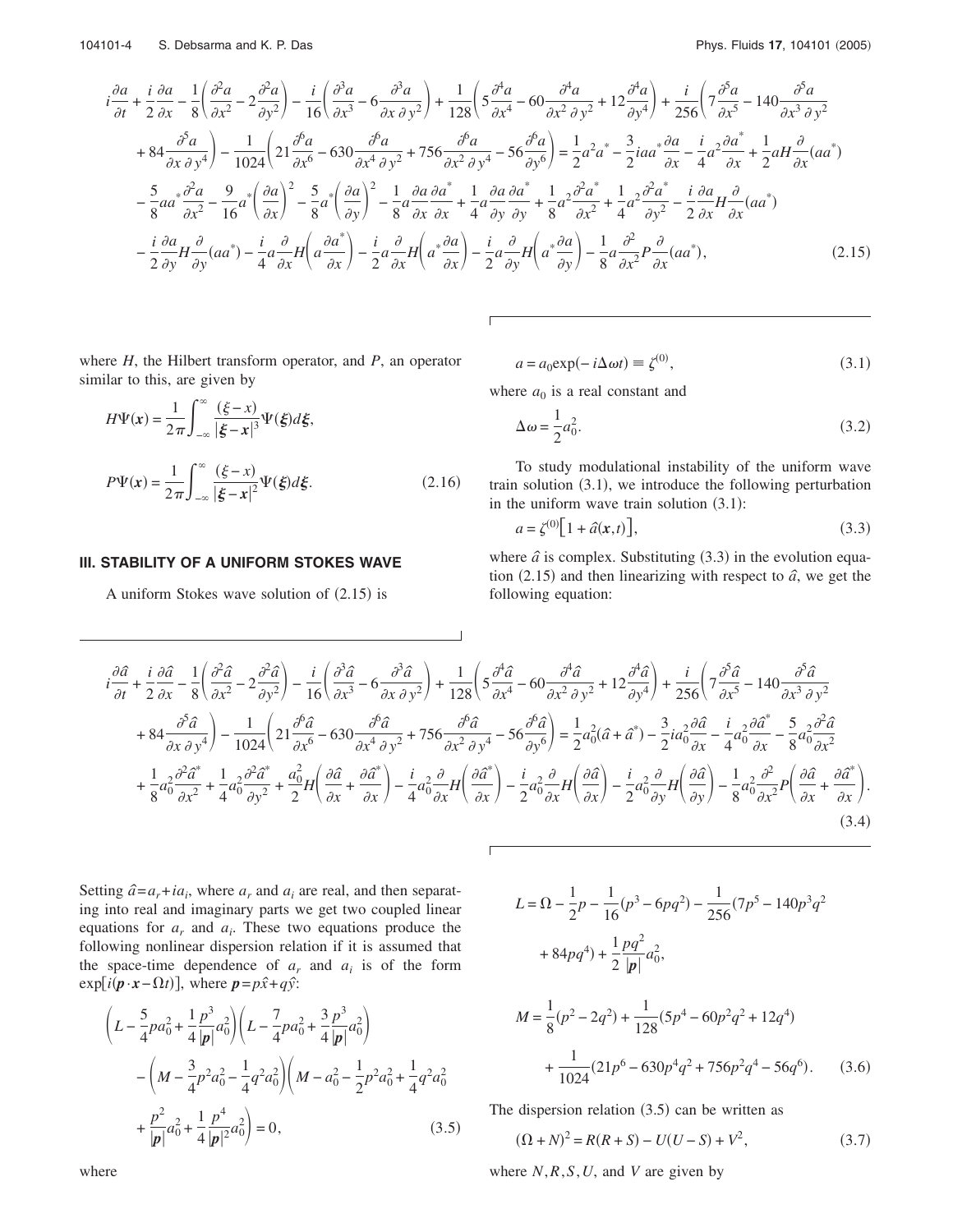$$
\begin{aligned}
&i\frac{\partial a}{\partial t}+\frac{i}{2}\frac{\partial a}{\partial x}-\frac{1}{8}\left(\frac{\partial^2 a}{\partial x^2}-2\frac{\partial^2 a}{\partial y^2}\right)-\frac{i}{16}\left(\frac{\partial^3 a}{\partial x^3}-6\frac{\partial^3 a}{\partial x\,\partial y^2}\right)+\frac{1}{128}\left(5\frac{\partial^4 a}{\partial x^4}-60\frac{\partial^4 a}{\partial x^2\,\partial y^2}+12\frac{\partial^4 a}{\partial y^4}\right)+\frac{i}{256}\left(7\frac{\partial^5 a}{\partial x^5}-140\frac{\partial^5 a}{\partial x^3\,\partial y^2}\right.\\
&\left.+84\frac{\partial^5 a}{\partial x\,\partial y^4}\right)-\frac{1}{1024}\left(21\frac{\partial^6 a}{\partial x^6}-630\frac{\partial^6 a}{\partial x^4\,\partial y^2}+756\frac{\partial^6 a}{\partial x^2\,\partial y^4}-56\frac{\partial^6 a}{\partial y^6}\right)=\frac{1}{2}a^2a^*-\frac{3}{2}iaa^*\frac{\partial a}{\partial x}-\frac{i}{4}a^2\frac{\partial a^*}{\partial x}+\frac{1}{2}aH\frac{\partial}{\partial x}(aa^*)\\
&-\frac{5}{8}aa^*\frac{\partial^2 a}{\partial x^2}-\frac{9}{16}a^*\left(\frac{\partial a}{\partial x}\right)^2-\frac{5}{8}a^*\left(\frac{\partial a}{\partial y}\right)^2-\frac{1}{8}a\frac{\partial a}{\partial x}\frac{\partial a^*}{\partial x}+\frac{1}{4}a\frac{\partial a}{\partial y}\frac{\partial a^*}{\partial y}+\frac{1}{8}a^2\frac{\partial^2 a^*}{\partial x^2}+\frac{1}{4}a^2\frac{\partial^2 a^*}{\partial y^2}-\frac{i}{2}\frac{\partial a}{\partial x}H\frac{\partial}{\partial x}(aa^*)\\
&-\frac{i}{2}\frac{\partial a}{\partial y}H\frac{\partial}{\partial y}(aa^*)-\frac{i}{4}a\frac{\partial}{\partial x}H\left(a\frac{\partial a^*}{\partial x}\right)-\frac{i}{2}a\frac{\partial}{\partial x}H\left(a^*\frac{\partial a}{\partial x}\right)-\frac{i}{2}a\frac{\partial}{\partial y}H\left(a^*\frac{\partial a}{\partial y}\right)-\frac{1}{8}a\frac{\partial^2}{\partial x^2}P\frac{\partial}{\partial x}(aa^*),
\end{aligned}
\tag{2.15}
$$

where $H$, the Hilbert transform operator, and $P$, an operator similar to this, are given by

$$
H\Psi(\boldsymbol{x})=\frac{1}{2\pi}\int_{-\infty}^{\infty}\frac{(\xi-x)}{|\boldsymbol{\xi}-\boldsymbol{x}|^3}\Psi(\boldsymbol{\xi})d\boldsymbol{\xi},
$$

$$
P\Psi(\boldsymbol{x})=\frac{1}{2\pi}\int_{-\infty}^{\infty}\frac{(\xi-x)}{|\boldsymbol{\xi}-\boldsymbol{x}|^2}\Psi(\boldsymbol{\xi})d\boldsymbol{\xi}. \tag{2.16}
$$

## III. STABILITY OF A UNIFORM STOKES WAVE

A uniform Stokes wave solution of (2.15) is

$$
a=a_0\exp(-i\Delta\omega t)\equiv\zeta^{(0)}, \tag{3.1}
$$

where $a_0$ is a real constant and

$$
\Delta\omega=\frac{1}{2}a_0^2. \tag{3.2}
$$

To study modulational instability of the uniform wave train solution (3.1), we introduce the following perturbation in the uniform wave train solution (3.1):

$$
a=\zeta^{(0)}\left[1+\hat{a}(\boldsymbol{x},t)\right], \tag{3.3}
$$

where $\hat{a}$ is complex. Substituting (3.3) in the evolution equation (2.15) and then linearizing with respect to $\hat{a}$, we get the following equation:

$$
\begin{aligned}
&i\frac{\partial\hat{a}}{\partial t}+\frac{i}{2}\frac{\partial\hat{a}}{\partial x}-\frac{1}{8}\left(\frac{\partial^2\hat{a}}{\partial x^2}-2\frac{\partial^2\hat{a}}{\partial y^2}\right)-\frac{i}{16}\left(\frac{\partial^3\hat{a}}{\partial x^3}-6\frac{\partial^3\hat{a}}{\partial x\,\partial y^2}\right)+\frac{1}{128}\left(5\frac{\partial^4\hat{a}}{\partial x^4}-60\frac{\partial^4\hat{a}}{\partial x^2\,\partial y^2}+12\frac{\partial^4\hat{a}}{\partial y^4}\right)+\frac{i}{256}\left(7\frac{\partial^5\hat{a}}{\partial x^5}-140\frac{\partial^5\hat{a}}{\partial x^3\,\partial y^2}\right.\\
&\left.+84\frac{\partial^5\hat{a}}{\partial x\,\partial y^4}\right)-\frac{1}{1024}\left(21\frac{\partial^6\hat{a}}{\partial x^6}-630\frac{\partial^6\hat{a}}{\partial x^4\,\partial y^2}+756\frac{\partial^6\hat{a}}{\partial x^2\,\partial y^4}-56\frac{\partial^6\hat{a}}{\partial y^6}\right)=\frac{1}{2}a_0^2(\hat{a}+\hat{a}^*)-\frac{3}{2}ia_0^2\frac{\partial\hat{a}}{\partial x}-\frac{i}{4}a_0^2\frac{\partial\hat{a}^*}{\partial x}-\frac{5}{8}a_0^2\frac{\partial^2\hat{a}}{\partial x^2}\\
&+\frac{1}{8}a_0^2\frac{\partial^2\hat{a}^*}{\partial x^2}+\frac{1}{4}a_0^2\frac{\partial^2\hat{a}^*}{\partial y^2}+\frac{a_0^2}{2}H\left(\frac{\partial\hat{a}}{\partial x}+\frac{\partial\hat{a}^*}{\partial x}\right)-\frac{i}{4}a_0^2\frac{\partial}{\partial x}H\left(\frac{\partial\hat{a}^*}{\partial x}\right)-\frac{i}{2}a_0^2\frac{\partial}{\partial x}H\left(\frac{\partial\hat{a}}{\partial x}\right)-\frac{i}{2}a_0^2\frac{\partial}{\partial y}H\left(\frac{\partial\hat{a}}{\partial y}\right)-\frac{1}{8}a_0^2\frac{\partial^2}{\partial x^2}P\left(\frac{\partial\hat{a}}{\partial x}+\frac{\partial\hat{a}^*}{\partial x}\right).
\end{aligned}
\tag{3.4}
$$

Setting $\hat{a}=a_r+ia_i$, where $a_r$ and $a_i$ are real, and then separating into real and imaginary parts we get two coupled linear equations for $a_r$ and $a_i$. These two equations produce the following nonlinear dispersion relation if it is assumed that the space-time dependence of $a_r$ and $a_i$ is of the form $\exp[i(\boldsymbol{p}\cdot\boldsymbol{x}-\Omega t)]$, where $\boldsymbol{p}=p\hat{x}+q\hat{y}$:

$$
\begin{aligned}
&\left(L-\frac{5}{4}pa_0^2+\frac{1}{4}\frac{p^3}{|\boldsymbol{p}|}a_0^2\right)\left(L-\frac{7}{4}pa_0^2+\frac{3}{4}\frac{p^3}{|\boldsymbol{p}|}a_0^2\right)\\
&-\left(M-\frac{3}{4}p^2a_0^2-\frac{1}{4}q^2a_0^2\right)\left(M-a_0^2-\frac{1}{2}p^2a_0^2+\frac{1}{4}q^2a_0^2\right.\\
&\left.+\frac{p^2}{|\boldsymbol{p}|}a_0^2+\frac{1}{4}\frac{p^4}{|\boldsymbol{p}|^2}a_0^2\right)=0,
\end{aligned}
\tag{3.5}
$$

where

$$
\begin{aligned}
L&=\Omega-\frac{1}{2}p-\frac{1}{16}(p^3-6pq^2)-\frac{1}{256}(7p^5-140p^3q^2\\
&\quad+84pq^4)+\frac{1}{2}\frac{pq^2}{|\boldsymbol{p}|}a_0^2,\\
M&=\frac{1}{8}(p^2-2q^2)+\frac{1}{128}(5p^4-60p^2q^2+12q^4)\\
&\quad+\frac{1}{1024}(21p^6-630p^4q^2+756p^2q^4-56q^6).
\end{aligned}
\tag{3.6}
$$

The dispersion relation (3.5) can be written as

$$
(\Omega+N)^2=R(R+S)-U(U-S)+V^2, \tag{3.7}
$$

where $N,R,S,U$, and $V$ are given by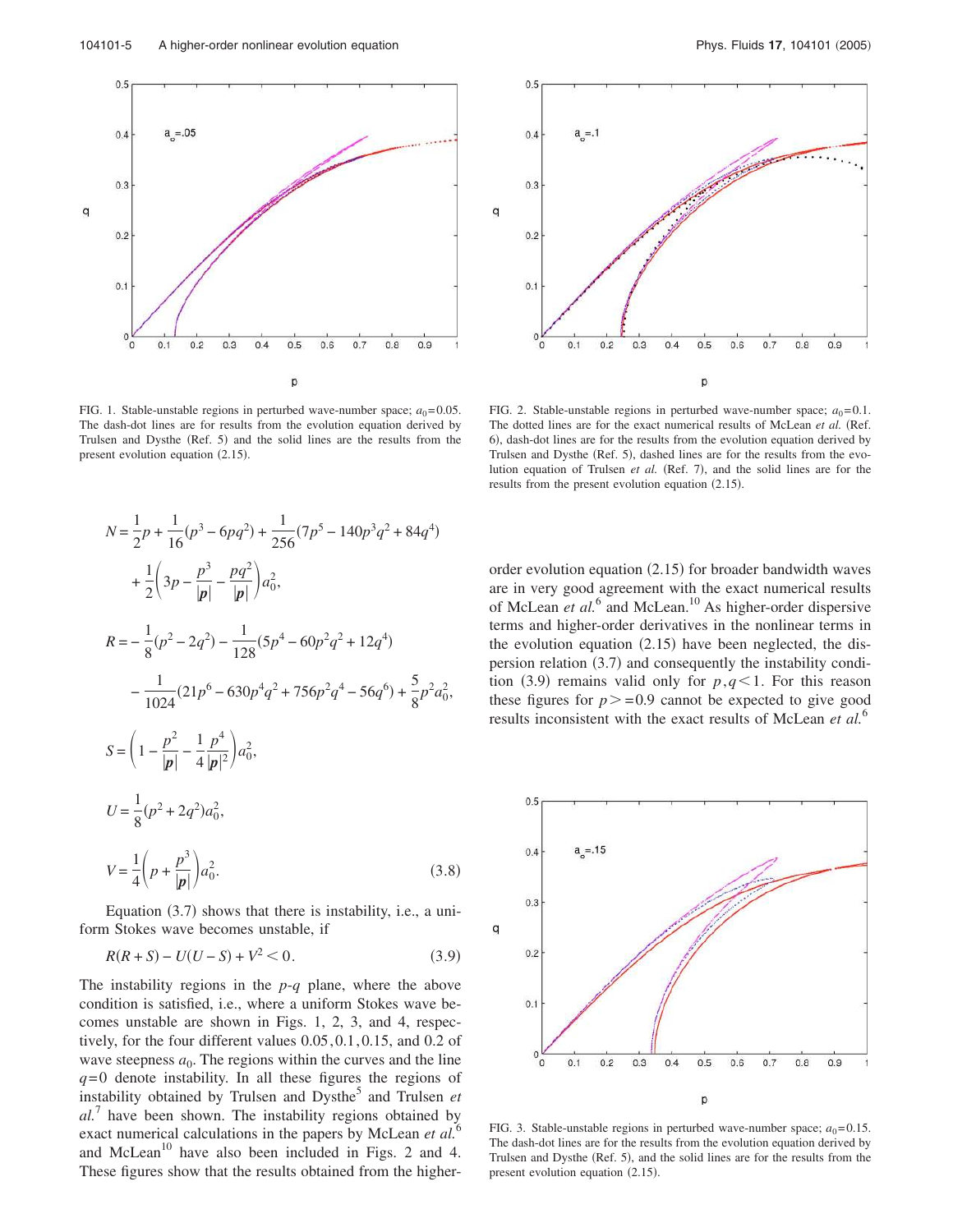FIG. 1. Stable-unstable regions in perturbed wave-number space; $a_0=0.05$. The dash-dot lines are for results from the evolution equation derived by Trulsen and Dysthe (Ref. 5) and the solid lines are the results from the present evolution equation (2.15).

FIG. 2. Stable-unstable regions in perturbed wave-number space; $a_0=0.1$. The dotted lines are for the exact numerical results of McLean *et al.* (Ref. 6), dash-dot lines are for the results from the evolution equation derived by Trulsen and Dysthe (Ref. 5), dashed lines are for the results from the evolution equation of Trulsen *et al.* (Ref. 7), and the solid lines are for the results from the present evolution equation (2.15).

$$
\begin{aligned}
N &= \frac{1}{2}p + \frac{1}{16}(p^3 - 6pq^2) + \frac{1}{256}(7p^5 - 140p^3q^2 + 84q^4) \\
&\quad + \frac{1}{2}\left(3p - \frac{p^3}{|\boldsymbol{p}|} - \frac{pq^2}{|\boldsymbol{p}|}\right)a_0^2, \\
R &= -\frac{1}{8}(p^2 - 2q^2) - \frac{1}{128}(5p^4 - 60p^2q^2 + 12q^4) \\
&\quad - \frac{1}{1024}(21p^6 - 630p^4q^2 + 756p^2q^4 - 56q^6) + \frac{5}{8}p^2a_0^2, \\
S &= \left(1 - \frac{p^2}{|\boldsymbol{p}|} - \frac{1}{4}\frac{p^4}{|\boldsymbol{p}|^2}\right)a_0^2, \\
U &= \frac{1}{8}(p^2 + 2q^2)a_0^2, \\
V &= \frac{1}{4}\left(p + \frac{p^3}{|\boldsymbol{p}|}\right)a_0^2.
\end{aligned}
\tag{3.8}
$$

Equation (3.7) shows that there is instability, i.e., a uniform Stokes wave becomes unstable, if

$$
R(R+S) - U(U-S) + V^2 < 0. \tag{3.9}
$$

The instability regions in the $p$-$q$ plane, where the above condition is satisfied, i.e., where a uniform Stokes wave becomes unstable are shown in Figs. 1, 2, 3, and 4, respectively, for the four different values $0.05, 0.1, 0.15$, and $0.2$ of wave steepness $a_0$. The regions within the curves and the line $q=0$ denote instability. In all these figures the regions of instability obtained by Trulsen and Dysthe[5] and Trulsen *et al.*[7] have been shown. The instability regions obtained by exact numerical calculations in the papers by McLean *et al.*[6] and McLean[10] have also been included in Figs. 2 and 4. These figures show that the results obtained from the higher-order evolution equation (2.15) for broader bandwidth waves are in very good agreement with the exact numerical results of McLean *et al.*[6] and McLean.[10] As higher-order dispersive terms and higher-order derivatives in the nonlinear terms in the evolution equation (2.15) have been neglected, the dispersion relation (3.7) and consequently the instability condition (3.9) remains valid only for $p, q < 1$. For this reason these figures for $p >= 0.9$ cannot be expected to give good results inconsistent with the exact results of McLean *et al.*[6]

FIG. 3. Stable-unstable regions in perturbed wave-number space; $a_0=0.15$. The dash-dot lines are for the results from the evolution equation derived by Trulsen and Dysthe (Ref. 5), and the solid lines are for the results from the present evolution equation (2.15).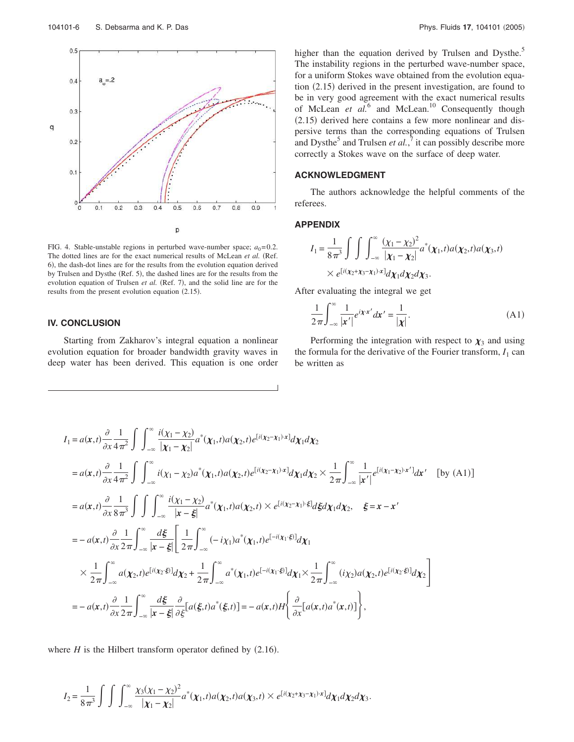FIG. 4. Stable-unstable regions in perturbed wave-number space; $a_0=0.2$. The dotted lines are for the exact numerical results of McLean *et al.* (Ref. 6), the dash-dot lines are for the results from the evolution equation derived by Trulsen and Dysthe (Ref. 5), the dashed lines are for the results from the evolution equation of Trulsen *et al.* (Ref. 7), and the solid line are for the results from the present evolution equation (2.15).

## IV. CONCLUSION

Starting from Zakharov's integral equation a nonlinear evolution equation for broader bandwidth gravity waves in deep water has been derived. This equation is one order higher than the equation derived by Trulsen and Dysthe.[5] The instability regions in the perturbed wave-number space, for a uniform Stokes wave obtained from the evolution equation (2.15) derived in the present investigation, are found to be in very good agreement with the exact numerical results of McLean *et al.*[6] and McLean.[10] Consequently though (2.15) derived here contains a few more nonlinear and dispersive terms than the corresponding equations of Trulsen and Dysthe[5] and Trulsen *et al.*,[7] it can possibly describe more correctly a Stokes wave on the surface of deep water.

## ACKNOWLEDGMENT

The authors acknowledge the helpful comments of the referees.

## APPENDIX

$$I_1=\frac{1}{8\pi^3}\int\int\int_{-\infty}^{\infty}\frac{(\chi_1-\chi_2)^2}{|\boldsymbol{\chi}_1-\boldsymbol{\chi}_2|}a^*(\boldsymbol{\chi}_1,t)a(\boldsymbol{\chi}_2,t)a(\boldsymbol{\chi}_3,t)\times e^{[i(\boldsymbol{\chi}_2+\boldsymbol{\chi}_3-\boldsymbol{\chi}_1)\cdot\boldsymbol{x}]}d\boldsymbol{\chi}_1d\boldsymbol{\chi}_2d\boldsymbol{\chi}_3.$$

After evaluating the integral we get

$$\frac{1}{2\pi}\int_{-\infty}^{\infty}\frac{1}{|\boldsymbol{x}'|}e^{i\boldsymbol{\chi}\cdot\boldsymbol{x}'}d\boldsymbol{x}'=\frac{1}{|\boldsymbol{\chi}|}. \tag{A1}$$

Performing the integration with respect to $\boldsymbol{\chi}_3$ and using the formula for the derivative of the Fourier transform, $I_1$ can be written as

$$\begin{aligned}
I_1&=a(\boldsymbol{x},t)\frac{\partial}{\partial x}\frac{1}{4\pi^2}\int\int_{-\infty}^{\infty}\frac{i(\chi_1-\chi_2)}{|\boldsymbol{\chi}_1-\boldsymbol{\chi}_2|}a^*(\boldsymbol{\chi}_1,t)a(\boldsymbol{\chi}_2,t)e^{[i(\boldsymbol{\chi}_2-\boldsymbol{\chi}_1)\cdot\boldsymbol{x}]}d\boldsymbol{\chi}_1d\boldsymbol{\chi}_2\\
&=a(\boldsymbol{x},t)\frac{\partial}{\partial x}\frac{1}{4\pi^2}\int\int_{-\infty}^{\infty}i(\chi_1-\chi_2)a^*(\boldsymbol{\chi}_1,t)a(\boldsymbol{\chi}_2,t)e^{[i(\boldsymbol{\chi}_2-\boldsymbol{\chi}_1)\cdot\boldsymbol{x}]}d\boldsymbol{\chi}_1d\boldsymbol{\chi}_2\times\frac{1}{2\pi}\int_{-\infty}^{\infty}\frac{1}{|\boldsymbol{x}'|}e^{[i(\boldsymbol{\chi}_1-\boldsymbol{\chi}_2)\cdot\boldsymbol{x}']}d\boldsymbol{x}'\quad[\text{by (A1)}]\\
&=a(\boldsymbol{x},t)\frac{\partial}{\partial x}\frac{1}{8\pi^3}\int\int\int_{-\infty}^{\infty}\frac{i(\chi_1-\chi_2)}{|\boldsymbol{x}-\boldsymbol{\xi}|}a^*(\boldsymbol{\chi}_1,t)a(\boldsymbol{\chi}_2,t)\times e^{[i(\boldsymbol{\chi}_2-\boldsymbol{\chi}_1)\cdot\boldsymbol{\xi}]}d\boldsymbol{\xi}d\boldsymbol{\chi}_1d\boldsymbol{\chi}_2,\quad \boldsymbol{\xi}=\boldsymbol{x}-\boldsymbol{x}'\\
&=-a(\boldsymbol{x},t)\frac{\partial}{\partial x}\frac{1}{2\pi}\int_{-\infty}^{\infty}\frac{d\boldsymbol{\xi}}{|\boldsymbol{x}-\boldsymbol{\xi}|}\Bigg[\frac{1}{2\pi}\int_{-\infty}^{\infty}(-i\chi_1)a^*(\boldsymbol{\chi}_1,t)e^{[-i(\boldsymbol{\chi}_1\cdot\boldsymbol{\xi})]}d\boldsymbol{\chi}_1\\
&\quad\times\frac{1}{2\pi}\int_{-\infty}^{\infty}a(\boldsymbol{\chi}_2,t)e^{[i(\boldsymbol{\chi}_2\cdot\boldsymbol{\xi})]}d\boldsymbol{\chi}_2+\frac{1}{2\pi}\int_{-\infty}^{\infty}a^*(\boldsymbol{\chi}_1,t)e^{[-i(\boldsymbol{\chi}_1\cdot\boldsymbol{\xi})]}d\boldsymbol{\chi}_1\times\frac{1}{2\pi}\int_{-\infty}^{\infty}(i\chi_2)a(\boldsymbol{\chi}_2,t)e^{[i(\boldsymbol{\chi}_2\cdot\boldsymbol{\xi})]}d\boldsymbol{\chi}_2\Bigg]\\
&=-a(\boldsymbol{x},t)\frac{\partial}{\partial x}\frac{1}{2\pi}\int_{-\infty}^{\infty}\frac{d\boldsymbol{\xi}}{|\boldsymbol{x}-\boldsymbol{\xi}|}\frac{\partial}{\partial\xi}[a(\boldsymbol{\xi},t)a^*(\boldsymbol{\xi},t)]=-a(\boldsymbol{x},t)H\left\{\frac{\partial}{\partial x}[a(\boldsymbol{x},t)a^*(\boldsymbol{x},t)]\right\},
\end{aligned}$$

where $H$ is the Hilbert transform operator defined by (2.16).

$$I_2=\frac{1}{8\pi^3}\int\int\int_{-\infty}^{\infty}\frac{\chi_3(\chi_1-\chi_2)^2}{|\boldsymbol{\chi}_1-\boldsymbol{\chi}_2|}a^*(\boldsymbol{\chi}_1,t)a(\boldsymbol{\chi}_2,t)a(\boldsymbol{\chi}_3,t)\times e^{[i(\boldsymbol{\chi}_2+\boldsymbol{\chi}_3-\boldsymbol{\chi}_1)\cdot\boldsymbol{x}]}d\boldsymbol{\chi}_1d\boldsymbol{\chi}_2d\boldsymbol{\chi}_3.$$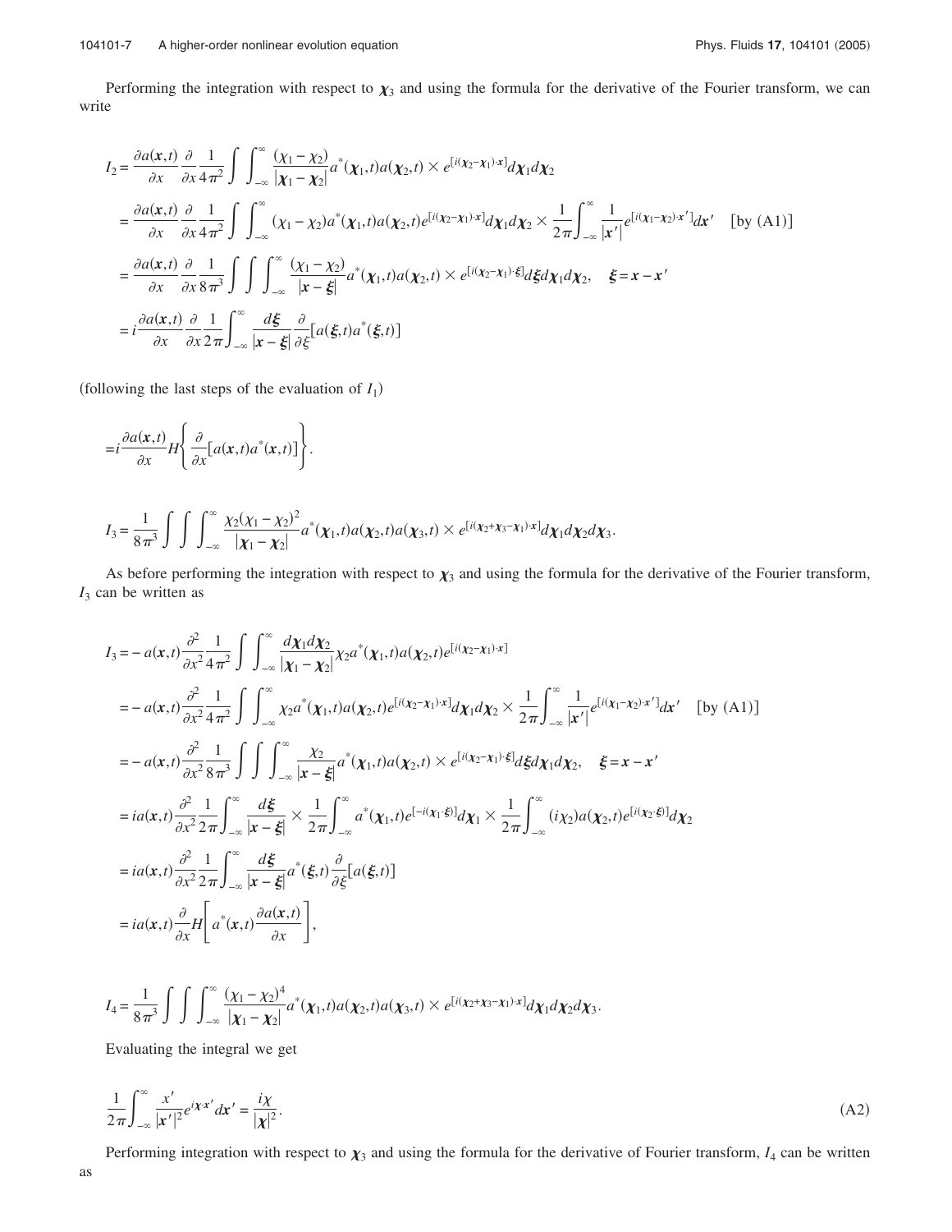Performing the integration with respect to $\boldsymbol{\chi}_3$ and using the formula for the derivative of the Fourier transform, we can write

$$
\begin{aligned}
I_2 &= \frac{\partial a(\boldsymbol{x},t)}{\partial x}\frac{\partial}{\partial x}\frac{1}{4\pi^2}\int\int_{-\infty}^{\infty}\frac{(\chi_1-\chi_2)}{|\boldsymbol{\chi}_1-\boldsymbol{\chi}_2|}a^*(\boldsymbol{\chi}_1,t)a(\boldsymbol{\chi}_2,t)\times e^{[i(\boldsymbol{\chi}_2-\boldsymbol{\chi}_1)\cdot\boldsymbol{x}]}d\boldsymbol{\chi}_1 d\boldsymbol{\chi}_2 \\
&= \frac{\partial a(\boldsymbol{x},t)}{\partial x}\frac{\partial}{\partial x}\frac{1}{4\pi^2}\int\int_{-\infty}^{\infty}(\chi_1-\chi_2)a^*(\boldsymbol{\chi}_1,t)a(\boldsymbol{\chi}_2,t)e^{[i(\boldsymbol{\chi}_2-\boldsymbol{\chi}_1)\cdot\boldsymbol{x}]}d\boldsymbol{\chi}_1 d\boldsymbol{\chi}_2 \times \frac{1}{2\pi}\int_{-\infty}^{\infty}\frac{1}{|\boldsymbol{x}'|}e^{[i(\boldsymbol{\chi}_1-\boldsymbol{\chi}_2)\cdot\boldsymbol{x}']}d\boldsymbol{x}' \quad [\text{by (A1)}] \\
&= \frac{\partial a(\boldsymbol{x},t)}{\partial x}\frac{\partial}{\partial x}\frac{1}{8\pi^3}\int\int\int_{-\infty}^{\infty}\frac{(\chi_1-\chi_2)}{|\boldsymbol{x}-\boldsymbol{\xi}|}a^*(\boldsymbol{\chi}_1,t)a(\boldsymbol{\chi}_2,t)\times e^{[i(\boldsymbol{\chi}_2-\boldsymbol{\chi}_1)\cdot\boldsymbol{\xi}]}d\boldsymbol{\xi}d\boldsymbol{\chi}_1 d\boldsymbol{\chi}_2, \quad \boldsymbol{\xi}=\boldsymbol{x}-\boldsymbol{x}' \\
&= i\frac{\partial a(\boldsymbol{x},t)}{\partial x}\frac{\partial}{\partial x}\frac{1}{2\pi}\int_{-\infty}^{\infty}\frac{d\boldsymbol{\xi}}{|\boldsymbol{x}-\boldsymbol{\xi}|}\frac{\partial}{\partial \xi}[a(\boldsymbol{\xi},t)a^*(\boldsymbol{\xi},t)]
\end{aligned}
$$

(following the last steps of the evaluation of $I_1$)

$$
= i\frac{\partial a(\boldsymbol{x},t)}{\partial x}H\left\{\frac{\partial}{\partial x}[a(\boldsymbol{x},t)a^*(\boldsymbol{x},t)]\right\}.
$$

$$
I_3 = \frac{1}{8\pi^3}\int\int\int_{-\infty}^{\infty}\frac{\chi_2(\chi_1-\chi_2)^2}{|\boldsymbol{\chi}_1-\boldsymbol{\chi}_2|}a^*(\boldsymbol{\chi}_1,t)a(\boldsymbol{\chi}_2,t)a(\boldsymbol{\chi}_3,t)\times e^{[i(\boldsymbol{\chi}_2+\boldsymbol{\chi}_3-\boldsymbol{\chi}_1)\cdot\boldsymbol{x}]}d\boldsymbol{\chi}_1 d\boldsymbol{\chi}_2 d\boldsymbol{\chi}_3.
$$

As before performing the integration with respect to $\boldsymbol{\chi}_3$ and using the formula for the derivative of the Fourier transform, $I_3$ can be written as

$$
\begin{aligned}
I_3 &= -a(\boldsymbol{x},t)\frac{\partial^2}{\partial x^2}\frac{1}{4\pi^2}\int\int_{-\infty}^{\infty}\frac{d\boldsymbol{\chi}_1 d\boldsymbol{\chi}_2}{|\boldsymbol{\chi}_1-\boldsymbol{\chi}_2|}\chi_2 a^*(\boldsymbol{\chi}_1,t)a(\boldsymbol{\chi}_2,t)e^{[i(\boldsymbol{\chi}_2-\boldsymbol{\chi}_1)\cdot\boldsymbol{x}]} \\
&= -a(\boldsymbol{x},t)\frac{\partial^2}{\partial x^2}\frac{1}{4\pi^2}\int\int_{-\infty}^{\infty}\chi_2 a^*(\boldsymbol{\chi}_1,t)a(\boldsymbol{\chi}_2,t)e^{[i(\boldsymbol{\chi}_2-\boldsymbol{\chi}_1)\cdot\boldsymbol{x}]}d\boldsymbol{\chi}_1 d\boldsymbol{\chi}_2\times\frac{1}{2\pi}\int_{-\infty}^{\infty}\frac{1}{|\boldsymbol{x}'|}e^{[i(\boldsymbol{\chi}_1-\boldsymbol{\chi}_2)\cdot\boldsymbol{x}']}d\boldsymbol{x}' \quad [\text{by (A1)}] \\
&= -a(\boldsymbol{x},t)\frac{\partial^2}{\partial x^2}\frac{1}{8\pi^3}\int\int\int_{-\infty}^{\infty}\frac{\chi_2}{|\boldsymbol{x}-\boldsymbol{\xi}|}a^*(\boldsymbol{\chi}_1,t)a(\boldsymbol{\chi}_2,t)\times e^{[i(\boldsymbol{\chi}_2-\boldsymbol{\chi}_1)\cdot\boldsymbol{\xi}]}d\boldsymbol{\xi}d\boldsymbol{\chi}_1 d\boldsymbol{\chi}_2, \quad \boldsymbol{\xi}=\boldsymbol{x}-\boldsymbol{x}' \\
&= ia(\boldsymbol{x},t)\frac{\partial^2}{\partial x^2}\frac{1}{2\pi}\int_{-\infty}^{\infty}\frac{d\boldsymbol{\xi}}{|\boldsymbol{x}-\boldsymbol{\xi}|}\times\frac{1}{2\pi}\int_{-\infty}^{\infty}a^*(\boldsymbol{\chi}_1,t)e^{[-i(\boldsymbol{\chi}_1\cdot\boldsymbol{\xi})]}d\boldsymbol{\chi}_1\times\frac{1}{2\pi}\int_{-\infty}^{\infty}(i\chi_2)a(\boldsymbol{\chi}_2,t)e^{[i(\boldsymbol{\chi}_2\cdot\boldsymbol{\xi})]}d\boldsymbol{\chi}_2 \\
&= ia(\boldsymbol{x},t)\frac{\partial^2}{\partial x^2}\frac{1}{2\pi}\int_{-\infty}^{\infty}\frac{d\boldsymbol{\xi}}{|\boldsymbol{x}-\boldsymbol{\xi}|}a^*(\boldsymbol{\xi},t)\frac{\partial}{\partial \xi}[a(\boldsymbol{\xi},t)] \\
&= ia(\boldsymbol{x},t)\frac{\partial}{\partial x}H\left[a^*(\boldsymbol{x},t)\frac{\partial a(\boldsymbol{x},t)}{\partial x}\right],
\end{aligned}
$$

$$
I_4 = \frac{1}{8\pi^3}\int\int\int_{-\infty}^{\infty}\frac{(\chi_1-\chi_2)^4}{|\boldsymbol{\chi}_1-\boldsymbol{\chi}_2|}a^*(\boldsymbol{\chi}_1,t)a(\boldsymbol{\chi}_2,t)a(\boldsymbol{\chi}_3,t)\times e^{[i(\boldsymbol{\chi}_2+\boldsymbol{\chi}_3-\boldsymbol{\chi}_1)\cdot\boldsymbol{x}]}d\boldsymbol{\chi}_1 d\boldsymbol{\chi}_2 d\boldsymbol{\chi}_3.
$$

Evaluating the integral we get

$$
\frac{1}{2\pi}\int_{-\infty}^{\infty}\frac{x'}{|\boldsymbol{x}'|^2}e^{i\boldsymbol{\chi}\cdot\boldsymbol{x}'}d\boldsymbol{x}' = \frac{i\chi}{|\boldsymbol{\chi}|^2}. \tag{A2}
$$

Performing integration with respect to $\boldsymbol{\chi}_3$ and using the formula for the derivative of Fourier transform, $I_4$ can be written as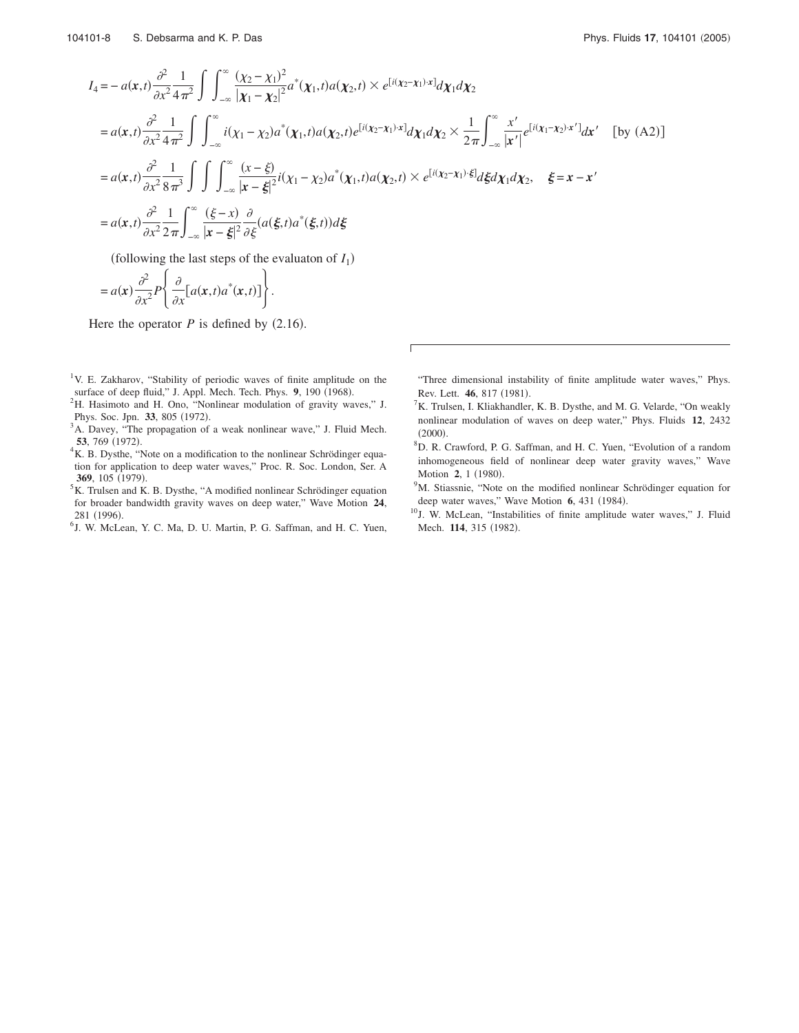$$
\begin{aligned}
I_4 &= -a(\boldsymbol{x},t)\frac{\partial^2}{\partial x^2}\frac{1}{4\pi^2}\int\int_{-\infty}^{\infty}\frac{(\chi_2-\chi_1)^2}{|\boldsymbol{\chi}_1-\boldsymbol{\chi}_2|^2}a^*(\boldsymbol{\chi}_1,t)a(\boldsymbol{\chi}_2,t)\times e^{[i(\boldsymbol{\chi}_2-\boldsymbol{\chi}_1)\cdot\boldsymbol{x}]}d\boldsymbol{\chi}_1 d\boldsymbol{\chi}_2 \\
&= a(\boldsymbol{x},t)\frac{\partial^2}{\partial x^2}\frac{1}{4\pi^2}\int\int_{-\infty}^{\infty} i(\chi_1-\chi_2)a^*(\boldsymbol{\chi}_1,t)a(\boldsymbol{\chi}_2,t)e^{[i(\boldsymbol{\chi}_2-\boldsymbol{\chi}_1)\cdot\boldsymbol{x}]}d\boldsymbol{\chi}_1 d\boldsymbol{\chi}_2\times\frac{1}{2\pi}\int_{-\infty}^{\infty}\frac{x'}{|\boldsymbol{x}'|}e^{[i(\boldsymbol{\chi}_1-\boldsymbol{\chi}_2)\cdot\boldsymbol{x}']}d\boldsymbol{x}' \quad [\text{by (A2)}] \\
&= a(\boldsymbol{x},t)\frac{\partial^2}{\partial x^2}\frac{1}{8\pi^3}\int\int\int_{-\infty}^{\infty}\frac{(x-\xi)}{|\boldsymbol{x}-\boldsymbol{\xi}|^2}i(\chi_1-\chi_2)a^*(\boldsymbol{\chi}_1,t)a(\boldsymbol{\chi}_2,t)\times e^{[i(\boldsymbol{\chi}_2-\boldsymbol{\chi}_1)\cdot\boldsymbol{\xi}]}d\boldsymbol{\xi}d\boldsymbol{\chi}_1 d\boldsymbol{\chi}_2, \quad \boldsymbol{\xi}=\boldsymbol{x}-\boldsymbol{x}' \\
&= a(\boldsymbol{x},t)\frac{\partial^2}{\partial x^2}\frac{1}{2\pi}\int_{-\infty}^{\infty}\frac{(\xi-x)}{|\boldsymbol{x}-\boldsymbol{\xi}|^2}\frac{\partial}{\partial\xi}(a(\boldsymbol{\xi},t)a^*(\boldsymbol{\xi},t))d\boldsymbol{\xi}
\end{aligned}
$$

(following the last steps of the evaluaton of $I_1$)

$$
= a(\boldsymbol{x})\frac{\partial^2}{\partial x^2}P\left\{\frac{\partial}{\partial x}[a(\boldsymbol{x},t)a^*(\boldsymbol{x},t)]\right\}.
$$

Here the operator $P$ is defined by (2.16).

---

[1] V. E. Zakharov, "Stability of periodic waves of finite amplitude on the surface of deep fluid," J. Appl. Mech. Tech. Phys. **9**, 190 (1968).

[2] H. Hasimoto and H. Ono, "Nonlinear modulation of gravity waves," J. Phys. Soc. Jpn. **33**, 805 (1972).

[3] A. Davey, "The propagation of a weak nonlinear wave," J. Fluid Mech. **53**, 769 (1972).

[4] K. B. Dysthe, "Note on a modification to the nonlinear Schrödinger equation for application to deep water waves," Proc. R. Soc. London, Ser. A **369**, 105 (1979).

[5] K. Trulsen and K. B. Dysthe, "A modified nonlinear Schrödinger equation for broader bandwidth gravity waves on deep water," Wave Motion **24**, 281 (1996).

[6] J. W. McLean, Y. C. Ma, D. U. Martin, P. G. Saffman, and H. C. Yuen, "Three dimensional instability of finite amplitude water waves," Phys. Rev. Lett. **46**, 817 (1981).

[7] K. Trulsen, I. Kliakhandler, K. B. Dysthe, and M. G. Velarde, "On weakly nonlinear modulation of waves on deep water," Phys. Fluids **12**, 2432 (2000).

[8] D. R. Crawford, P. G. Saffman, and H. C. Yuen, "Evolution of a random inhomogeneous field of nonlinear deep water gravity waves," Wave Motion **2**, 1 (1980).

[9] M. Stiassnie, "Note on the modified nonlinear Schrödinger equation for deep water waves," Wave Motion **6**, 431 (1984).

[10] J. W. McLean, "Instabilities of finite amplitude water waves," J. Fluid Mech. **114**, 315 (1982).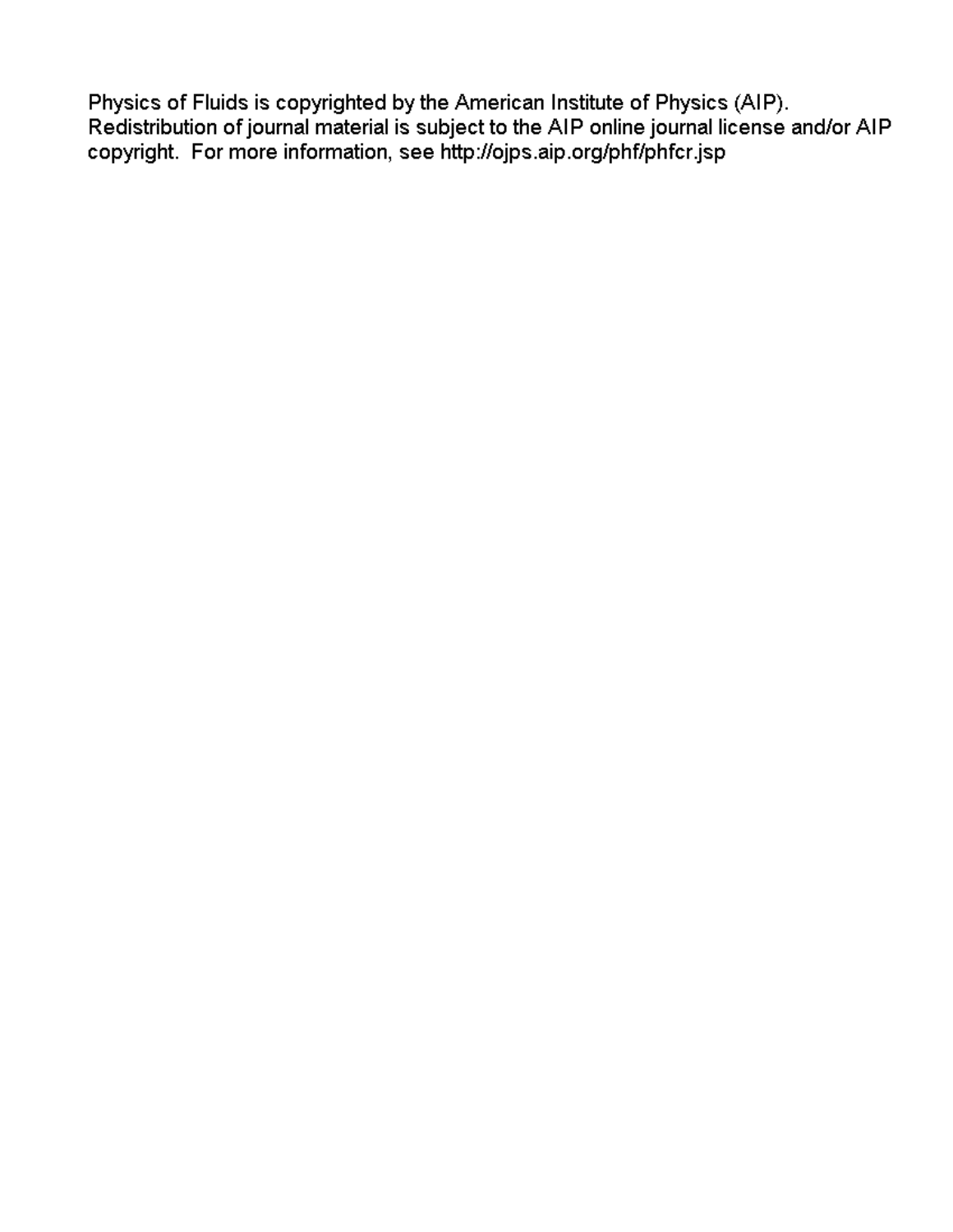Physics of Fluids is copyrighted by the American Institute of Physics (AIP). Redistribution of journal material is subject to the AIP online journal license and/or AIP copyright. For more information, see http://ojps.aip.org/phf/phfcr.jsp